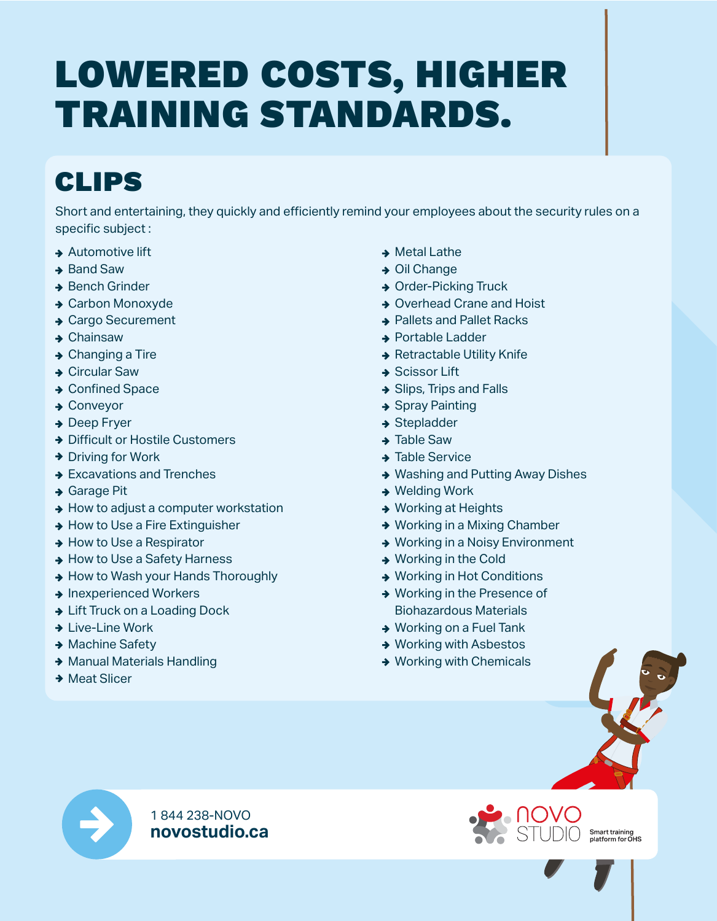# LOWERED COSTS, HIGHER TRAINING STANDARDS.

## CLIPS

Short and entertaining, they quickly and efficiently remind your employees about the security rules on a specific subject :

- Automotive lift
- Band Saw
- Bench Grinder
- Carbon Monoxyde
- Cargo Securement
- Chainsaw
- Changing a Tire
- Circular Saw
- Confined Space
- Conveyor
- Deep Fryer
- Difficult or Hostile Customers
- Driving for Work
- Excavations and Trenches
- Garage Pit
- How to adjust a computer workstation
- How to Use a Fire Extinguisher
- How to Use a Respirator
- How to Use a Safety Harness
- How to Wash your Hands Thoroughly
- Inexperienced Workers
- Lift Truck on a Loading Dock
- Live-Line Work
- Machine Safety
- Manual Materials Handling
- Meat Slicer
- Metal Lathe
- Oil Change
- Order-Picking Truck
- Overhead Crane and Hoist
- Pallets and Pallet Racks
- Portable Ladder
- Retractable Utility Knife
- Scissor Lift
- Slips, Trips and Falls
- Spray Painting
- Stepladder
- Table Saw
- Table Service
- Washing and Putting Away Dishes
- Welding Work
- Working at Heights
- Working in a Mixing Chamber
- Working in a Noisy Environment
- Working in the Cold
- Working in Hot Conditions
- Working in the Presence of Biohazardous Materials
- Working on a Fuel Tank
- Working with Asbestos
- Working with Chemicals

1 844 238-NOVO
**novostudio.ca**

NOVO STUDIO — Smart training platform for OHS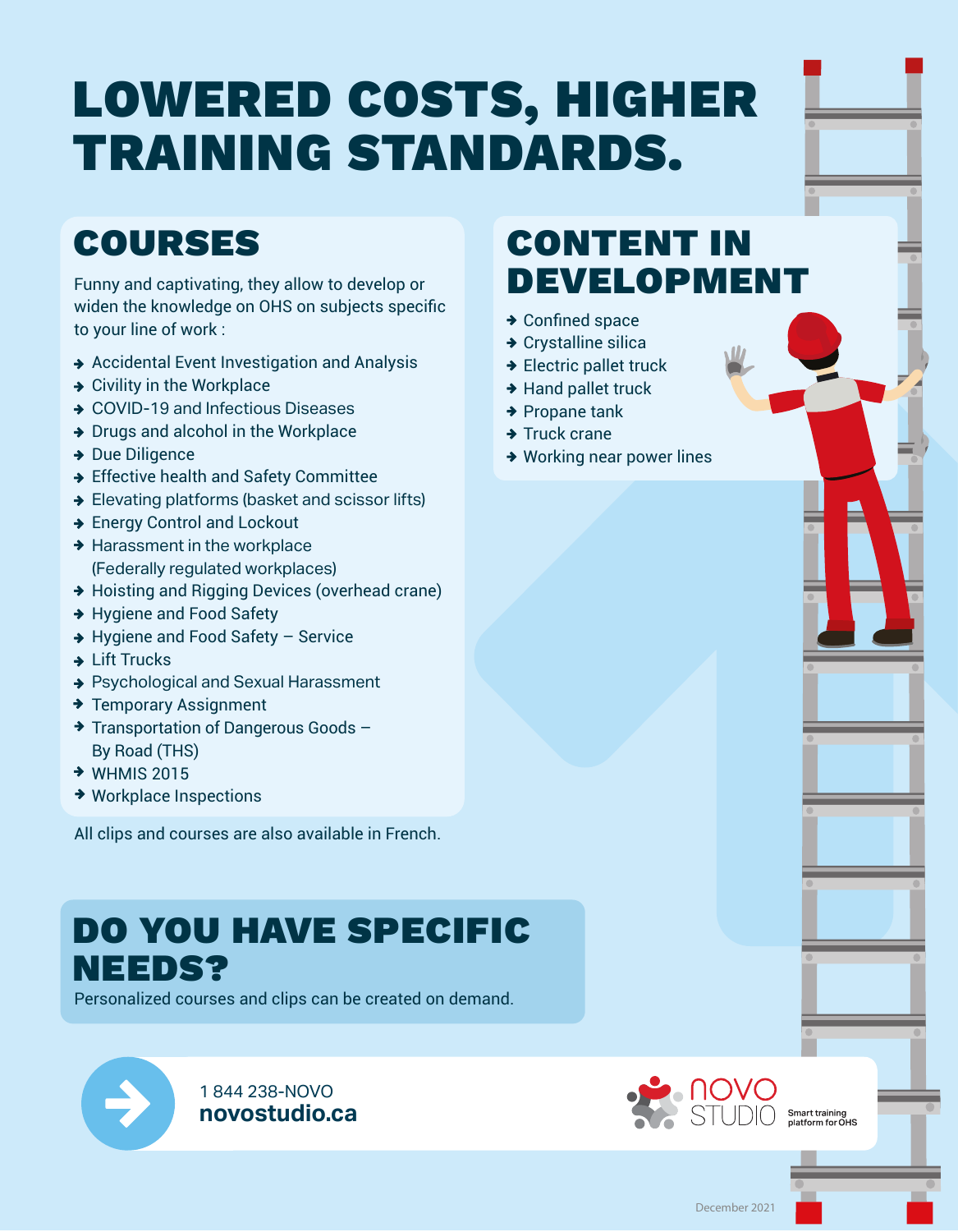# LOWERED COSTS, HIGHER TRAINING STANDARDS.

## COURSES

Funny and captivating, they allow to develop or widen the knowledge on OHS on subjects specific to your line of work :

- Accidental Event Investigation and Analysis
- Civility in the Workplace
- COVID-19 and Infectious Diseases
- Drugs and alcohol in the Workplace
- Due Diligence
- Effective health and Safety Committee
- Elevating platforms (basket and scissor lifts)
- Energy Control and Lockout
- Harassment in the workplace (Federally regulated workplaces)
- Hoisting and Rigging Devices (overhead crane)
- Hygiene and Food Safety
- Hygiene and Food Safety – Service
- Lift Trucks
- Psychological and Sexual Harassment
- Temporary Assignment
- Transportation of Dangerous Goods – By Road (THS)
- WHMIS 2015
- Workplace Inspections

All clips and courses are also available in French.

## CONTENT IN DEVELOPMENT

- Confined space
- Crystalline silica
- Electric pallet truck
- Hand pallet truck
- Propane tank
- Truck crane
- Working near power lines

## DO YOU HAVE SPECIFIC NEEDS?

Personalized courses and clips can be created on demand.

1 844 238-NOVO
**novostudio.ca**

NOVO STUDIO
Smart training platform for OHS

December 2021